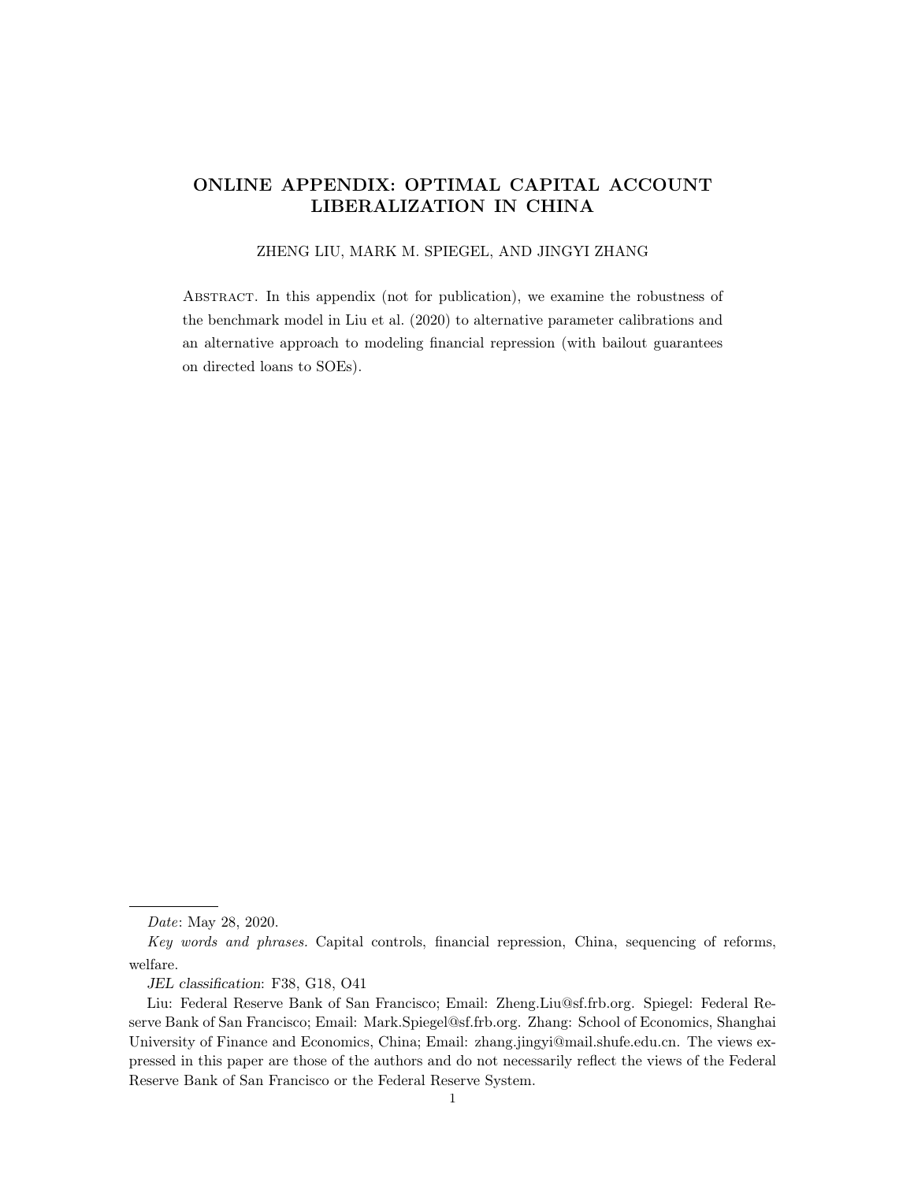# ONLINE APPENDIX: OPTIMAL CAPITAL ACCOUNT LIBERALIZATION IN CHINA

ZHENG LIU, MARK M. SPIEGEL, AND JINGYI ZHANG

ABSTRACT. In this appendix (not for publication), we examine the robustness of the benchmark model in Liu et al. (2020) to alternative parameter calibrations and an alternative approach to modeling financial repression (with bailout guarantees on directed loans to SOEs).

---

*Date*: May 28, 2020.

*Key words and phrases.* Capital controls, financial repression, China, sequencing of reforms, welfare.

*JEL classification*: F38, G18, O41

Liu: Federal Reserve Bank of San Francisco; Email: Zheng.Liu@sf.frb.org. Spiegel: Federal Reserve Bank of San Francisco; Email: Mark.Spiegel@sf.frb.org. Zhang: School of Economics, Shanghai University of Finance and Economics, China; Email: zhang.jingyi@mail.shufe.edu.cn. The views expressed in this paper are those of the authors and do not necessarily reflect the views of the Federal Reserve Bank of San Francisco or the Federal Reserve System.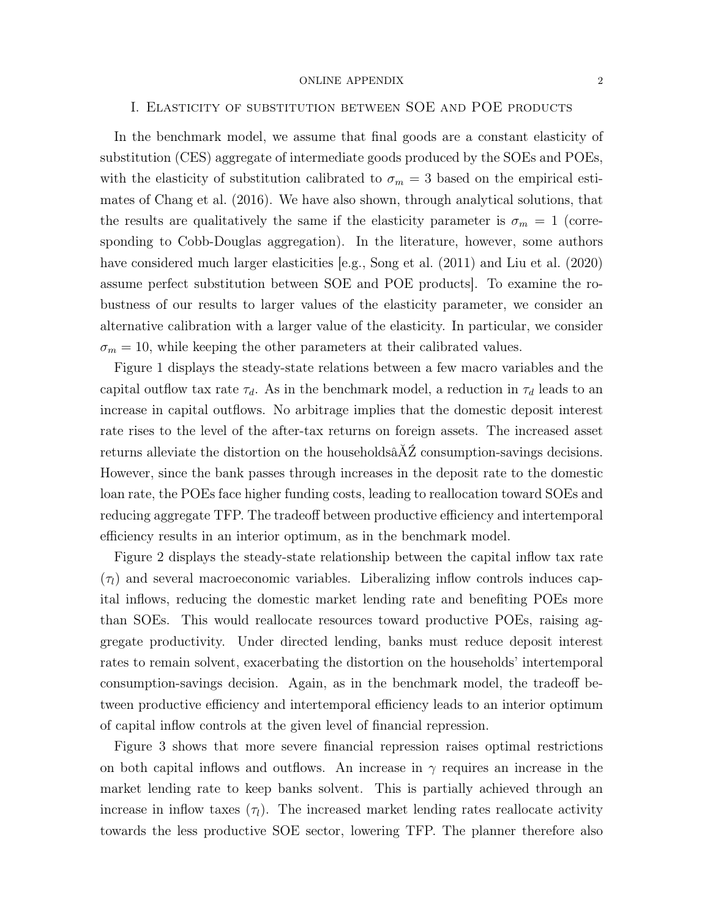## I. Elasticity of substitution between SOE and POE products

In the benchmark model, we assume that final goods are a constant elasticity of substitution (CES) aggregate of intermediate goods produced by the SOEs and POEs, with the elasticity of substitution calibrated to $\sigma_m = 3$ based on the empirical estimates of Chang et al. (2016). We have also shown, through analytical solutions, that the results are qualitatively the same if the elasticity parameter is $\sigma_m = 1$ (corresponding to Cobb-Douglas aggregation). In the literature, however, some authors have considered much larger elasticities [e.g., Song et al. (2011) and Liu et al. (2020) assume perfect substitution between SOE and POE products]. To examine the robustness of our results to larger values of the elasticity parameter, we consider an alternative calibration with a larger value of the elasticity. In particular, we consider $\sigma_m = 10$, while keeping the other parameters at their calibrated values.

Figure 1 displays the steady-state relations between a few macro variables and the capital outflow tax rate $\tau_d$. As in the benchmark model, a reduction in $\tau_d$ leads to an increase in capital outflows. No arbitrage implies that the domestic deposit interest rate rises to the level of the after-tax returns on foreign assets. The increased asset returns alleviate the distortion on the householdsâĂŹ consumption-savings decisions. However, since the bank passes through increases in the deposit rate to the domestic loan rate, the POEs face higher funding costs, leading to reallocation toward SOEs and reducing aggregate TFP. The tradeoff between productive efficiency and intertemporal efficiency results in an interior optimum, as in the benchmark model.

Figure 2 displays the steady-state relationship between the capital inflow tax rate ($\tau_l$) and several macroeconomic variables. Liberalizing inflow controls induces capital inflows, reducing the domestic market lending rate and benefiting POEs more than SOEs. This would reallocate resources toward productive POEs, raising aggregate productivity. Under directed lending, banks must reduce deposit interest rates to remain solvent, exacerbating the distortion on the households' intertemporal consumption-savings decision. Again, as in the benchmark model, the tradeoff between productive efficiency and intertemporal efficiency leads to an interior optimum of capital inflow controls at the given level of financial repression.

Figure 3 shows that more severe financial repression raises optimal restrictions on both capital inflows and outflows. An increase in $\gamma$ requires an increase in the market lending rate to keep banks solvent. This is partially achieved through an increase in inflow taxes ($\tau_l$). The increased market lending rates reallocate activity towards the less productive SOE sector, lowering TFP. The planner therefore also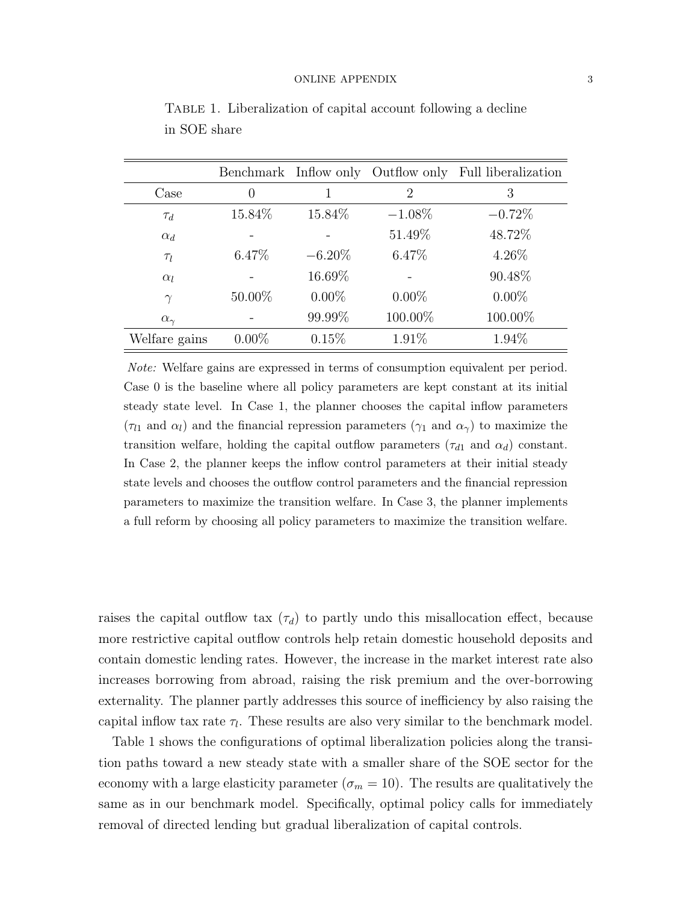Table 1. Liberalization of capital account following a decline in SOE share

| | Benchmark | Inflow only | Outflow only | Full liberalization |
|---|---|---|---|---|
| Case | 0 | 1 | 2 | 3 |
| $\tau_d$ | 15.84% | 15.84% | −1.08% | −0.72% |
| $\alpha_d$ | - | - | 51.49% | 48.72% |
| $\tau_l$ | 6.47% | −6.20% | 6.47% | 4.26% |
| $\alpha_l$ | - | 16.69% | - | 90.48% |
| $\gamma$ | 50.00% | 0.00% | 0.00% | 0.00% |
| $\alpha_\gamma$ | - | 99.99% | 100.00% | 100.00% |
| Welfare gains | 0.00% | 0.15% | 1.91% | 1.94% |

*Note:* Welfare gains are expressed in terms of consumption equivalent per period. Case 0 is the baseline where all policy parameters are kept constant at its initial steady state level. In Case 1, the planner chooses the capital inflow parameters ($\tau_{l1}$ and $\alpha_l$) and the financial repression parameters ($\gamma_1$ and $\alpha_\gamma$) to maximize the transition welfare, holding the capital outflow parameters ($\tau_{d1}$ and $\alpha_d$) constant. In Case 2, the planner keeps the inflow control parameters at their initial steady state levels and chooses the outflow control parameters and the financial repression parameters to maximize the transition welfare. In Case 3, the planner implements a full reform by choosing all policy parameters to maximize the transition welfare.

raises the capital outflow tax ($\tau_d$) to partly undo this misallocation effect, because more restrictive capital outflow controls help retain domestic household deposits and contain domestic lending rates. However, the increase in the market interest rate also increases borrowing from abroad, raising the risk premium and the over-borrowing externality. The planner partly addresses this source of inefficiency by also raising the capital inflow tax rate $\tau_l$. These results are also very similar to the benchmark model.

Table 1 shows the configurations of optimal liberalization policies along the transition paths toward a new steady state with a smaller share of the SOE sector for the economy with a large elasticity parameter ($\sigma_m = 10$). The results are qualitatively the same as in our benchmark model. Specifically, optimal policy calls for immediately removal of directed lending but gradual liberalization of capital controls.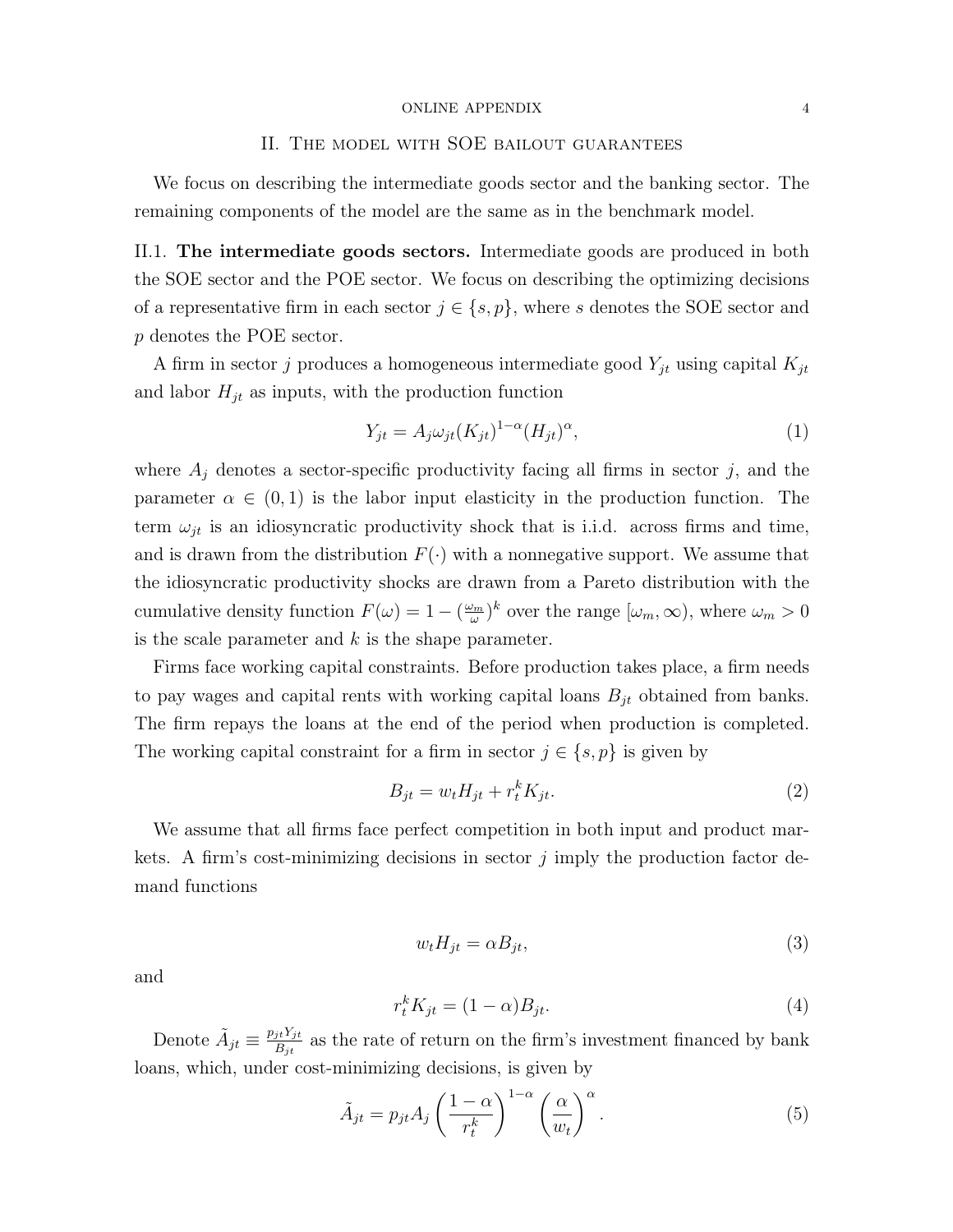## II. The model with SOE bailout guarantees

We focus on describing the intermediate goods sector and the banking sector. The remaining components of the model are the same as in the benchmark model.

### II.1. The intermediate goods sectors.

Intermediate goods are produced in both the SOE sector and the POE sector. We focus on describing the optimizing decisions of a representative firm in each sector $j \in \{s, p\}$, where $s$ denotes the SOE sector and $p$ denotes the POE sector.

A firm in sector $j$ produces a homogeneous intermediate good $Y_{jt}$ using capital $K_{jt}$ and labor $H_{jt}$ as inputs, with the production function

$$Y_{jt} = A_j \omega_{jt} (K_{jt})^{1-\alpha} (H_{jt})^{\alpha}, \tag{1}$$

where $A_j$ denotes a sector-specific productivity facing all firms in sector $j$, and the parameter $\alpha \in (0, 1)$ is the labor input elasticity in the production function. The term $\omega_{jt}$ is an idiosyncratic productivity shock that is i.i.d. across firms and time, and is drawn from the distribution $F(\cdot)$ with a nonnegative support. We assume that the idiosyncratic productivity shocks are drawn from a Pareto distribution with the cumulative density function $F(\omega) = 1 - (\frac{\omega_m}{\omega})^k$ over the range $[\omega_m, \infty)$, where $\omega_m > 0$ is the scale parameter and $k$ is the shape parameter.

Firms face working capital constraints. Before production takes place, a firm needs to pay wages and capital rents with working capital loans $B_{jt}$ obtained from banks. The firm repays the loans at the end of the period when production is completed. The working capital constraint for a firm in sector $j \in \{s, p\}$ is given by

$$B_{jt} = w_t H_{jt} + r_t^k K_{jt}. \tag{2}$$

We assume that all firms face perfect competition in both input and product markets. A firm's cost-minimizing decisions in sector $j$ imply the production factor demand functions

$$w_t H_{jt} = \alpha B_{jt}, \tag{3}$$

and

$$r_t^k K_{jt} = (1 - \alpha) B_{jt}. \tag{4}$$

Denote $\tilde{A}_{jt} \equiv \frac{p_{jt} Y_{jt}}{B_{jt}}$ as the rate of return on the firm's investment financed by bank loans, which, under cost-minimizing decisions, is given by

$$\tilde{A}_{jt} = p_{jt} A_j \left( \frac{1 - \alpha}{r_t^k} \right)^{1-\alpha} \left( \frac{\alpha}{w_t} \right)^{\alpha}. \tag{5}$$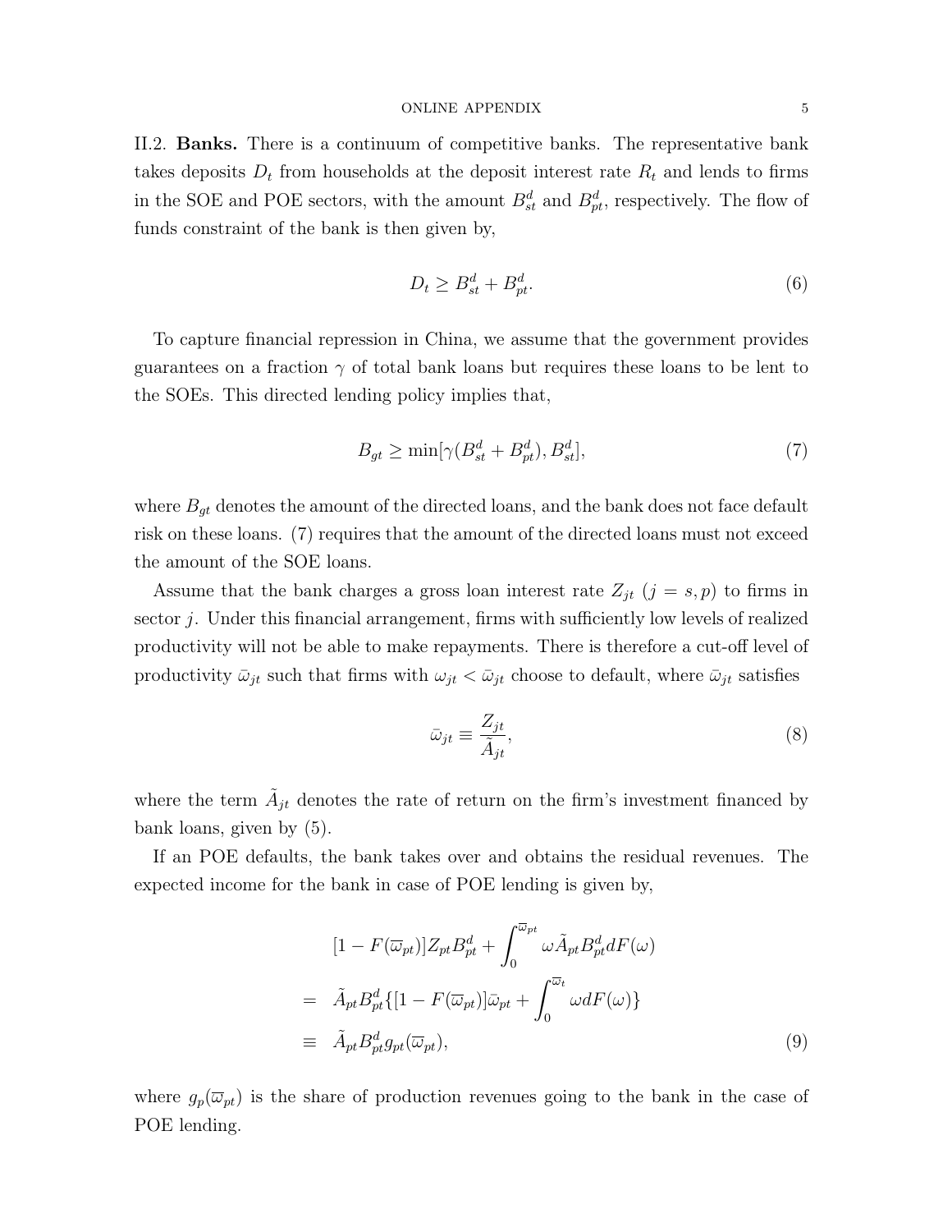II.2. **Banks.** There is a continuum of competitive banks. The representative bank takes deposits $D_t$ from households at the deposit interest rate $R_t$ and lends to firms in the SOE and POE sectors, with the amount $B_{st}^d$ and $B_{pt}^d$, respectively. The flow of funds constraint of the bank is then given by,

$$D_t \geq B_{st}^d + B_{pt}^d. \tag{6}$$

To capture financial repression in China, we assume that the government provides guarantees on a fraction $\gamma$ of total bank loans but requires these loans to be lent to the SOEs. This directed lending policy implies that,

$$B_{gt} \geq \min[\gamma(B_{st}^d + B_{pt}^d), B_{st}^d], \tag{7}$$

where $B_{gt}$ denotes the amount of the directed loans, and the bank does not face default risk on these loans. (7) requires that the amount of the directed loans must not exceed the amount of the SOE loans.

Assume that the bank charges a gross loan interest rate $Z_{jt}$ $(j = s, p)$ to firms in sector $j$. Under this financial arrangement, firms with sufficiently low levels of realized productivity will not be able to make repayments. There is therefore a cut-off level of productivity $\bar{\omega}_{jt}$ such that firms with $\omega_{jt} < \bar{\omega}_{jt}$ choose to default, where $\bar{\omega}_{jt}$ satisfies

$$\bar{\omega}_{jt} \equiv \frac{Z_{jt}}{\tilde{A}_{jt}}, \tag{8}$$

where the term $\tilde{A}_{jt}$ denotes the rate of return on the firm's investment financed by bank loans, given by (5).

If an POE defaults, the bank takes over and obtains the residual revenues. The expected income for the bank in case of POE lending is given by,

$$\begin{aligned}
& [1 - F(\overline{\omega}_{pt})] Z_{pt} B_{pt}^d + \int_0^{\overline{\omega}_{pt}} \omega \tilde{A}_{pt} B_{pt}^d dF(\omega) \\
= \; & \tilde{A}_{pt} B_{pt}^d \{[1 - F(\overline{\omega}_{pt})] \bar{\omega}_{pt} + \int_0^{\overline{\omega}_t} \omega dF(\omega)\} \\
\equiv \; & \tilde{A}_{pt} B_{pt}^d g_{pt}(\overline{\omega}_{pt}),
\end{aligned} \tag{9}$$

where $g_p(\overline{\omega}_{pt})$ is the share of production revenues going to the bank in the case of POE lending.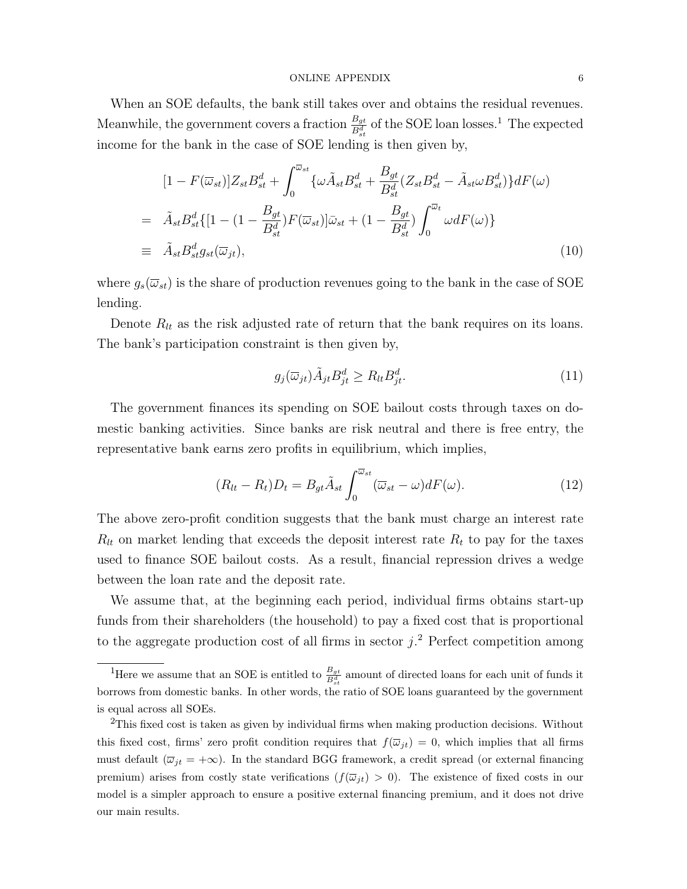When an SOE defaults, the bank still takes over and obtains the residual revenues. Meanwhile, the government covers a fraction $\frac{B_{gt}}{B_{st}^d}$ of the SOE loan losses.[1] The expected income for the bank in the case of SOE lending is then given by,

$$
\begin{aligned}
& [1 - F(\overline{\omega}_{st})] Z_{st} B_{st}^d + \int_0^{\overline{\omega}_{st}} \{\omega \tilde{A}_{st} B_{st}^d + \frac{B_{gt}}{B_{st}^d}(Z_{st} B_{st}^d - \tilde{A}_{st} \omega B_{st}^d)\} dF(\omega) \\
= \;& \tilde{A}_{st} B_{st}^d \{[1 - (1 - \frac{B_{gt}}{B_{st}^d}) F(\overline{\omega}_{st})] \bar{\omega}_{st} + (1 - \frac{B_{gt}}{B_{st}^d}) \int_0^{\overline{\omega}_t} \omega dF(\omega)\} \\
\equiv \;& \tilde{A}_{st} B_{st}^d g_{st}(\overline{\omega}_{jt}),
\end{aligned} \tag{10}
$$

where $g_s(\overline{\omega}_{st})$ is the share of production revenues going to the bank in the case of SOE lending.

Denote $R_{lt}$ as the risk adjusted rate of return that the bank requires on its loans. The bank's participation constraint is then given by,

$$
g_j(\overline{\omega}_{jt}) \tilde{A}_{jt} B_{jt}^d \geq R_{lt} B_{jt}^d. \tag{11}
$$

The government finances its spending on SOE bailout costs through taxes on domestic banking activities. Since banks are risk neutral and there is free entry, the representative bank earns zero profits in equilibrium, which implies,

$$
(R_{lt} - R_t) D_t = B_{gt} \tilde{A}_{st} \int_0^{\overline{\omega}_{st}} (\overline{\omega}_{st} - \omega) dF(\omega). \tag{12}
$$

The above zero-profit condition suggests that the bank must charge an interest rate $R_{lt}$ on market lending that exceeds the deposit interest rate $R_t$ to pay for the taxes used to finance SOE bailout costs. As a result, financial repression drives a wedge between the loan rate and the deposit rate.

We assume that, at the beginning each period, individual firms obtains start-up funds from their shareholders (the household) to pay a fixed cost that is proportional to the aggregate production cost of all firms in sector $j$.[2] Perfect competition among

---

[1] Here we assume that an SOE is entitled to $\frac{B_{gt}}{B_{st}^d}$ amount of directed loans for each unit of funds it borrows from domestic banks. In other words, the ratio of SOE loans guaranteed by the government is equal across all SOEs.

[2] This fixed cost is taken as given by individual firms when making production decisions. Without this fixed cost, firms' zero profit condition requires that $f(\overline{\omega}_{jt}) = 0$, which implies that all firms must default ($\overline{\omega}_{jt} = +\infty$). In the standard BGG framework, a credit spread (or external financing premium) arises from costly state verifications ($f(\overline{\omega}_{jt}) > 0$). The existence of fixed costs in our model is a simpler approach to ensure a positive external financing premium, and it does not drive our main results.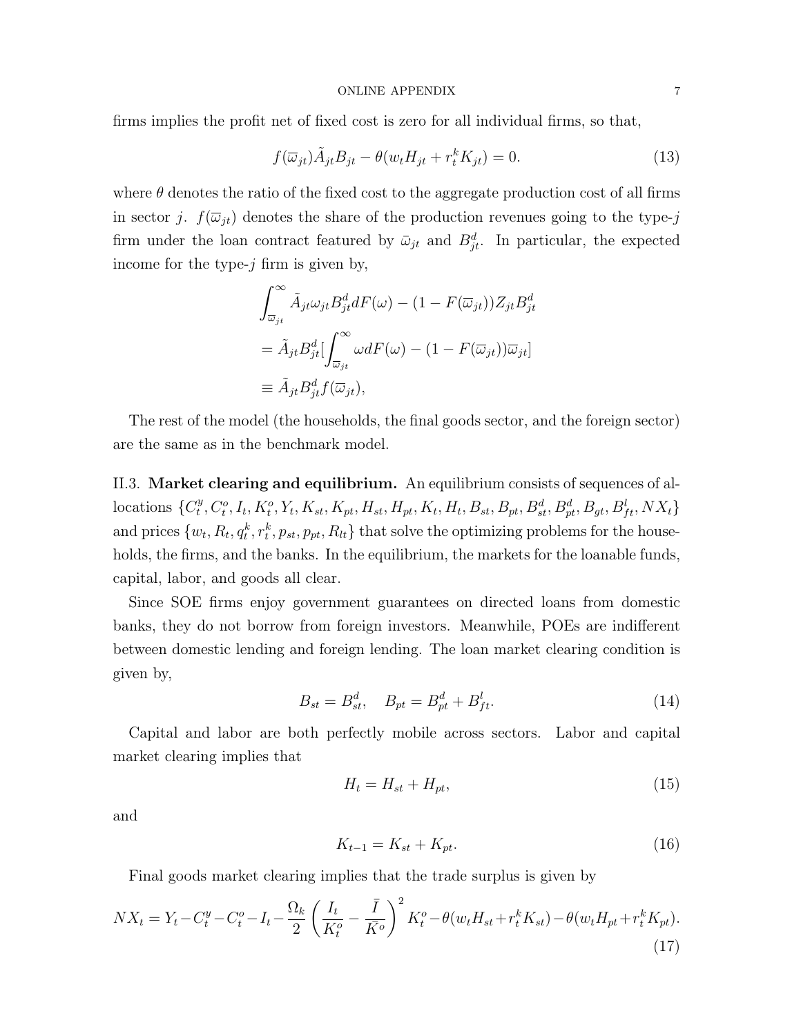firms implies the profit net of fixed cost is zero for all individual firms, so that,

$$f(\overline{\omega}_{jt})\tilde{A}_{jt}B_{jt} - \theta(w_t H_{jt} + r_t^k K_{jt}) = 0. \tag{13}$$

where $\theta$ denotes the ratio of the fixed cost to the aggregate production cost of all firms in sector $j$. $f(\overline{\omega}_{jt})$ denotes the share of the production revenues going to the type-$j$ firm under the loan contract featured by $\bar{\omega}_{jt}$ and $B_{jt}^d$. In particular, the expected income for the type-$j$ firm is given by,

$$\begin{aligned}
&\int_{\overline{\omega}_{jt}}^{\infty} \tilde{A}_{jt}\omega_{jt}B_{jt}^d dF(\omega) - (1 - F(\overline{\omega}_{jt}))Z_{jt}B_{jt}^d \\
&= \tilde{A}_{jt}B_{jt}^d\left[\int_{\overline{\omega}_{jt}}^{\infty} \omega dF(\omega) - (1 - F(\overline{\omega}_{jt}))\overline{\omega}_{jt}\right] \\
&\equiv \tilde{A}_{jt}B_{jt}^d f(\overline{\omega}_{jt}),
\end{aligned}$$

The rest of the model (the households, the final goods sector, and the foreign sector) are the same as in the benchmark model.

## II.3. **Market clearing and equilibrium.**

An equilibrium consists of sequences of allocations $\{C_t^y, C_t^o, I_t, K_t^o, Y_t, K_{st}, K_{pt}, H_{st}, H_{pt}, K_t, H_t, B_{st}, B_{pt}, B_{st}^d, B_{pt}^d, B_{gt}, B_{ft}^l, NX_t\}$ and prices $\{w_t, R_t, q_t^k, r_t^k, p_{st}, p_{pt}, R_{lt}\}$ that solve the optimizing problems for the households, the firms, and the banks. In the equilibrium, the markets for the loanable funds, capital, labor, and goods all clear.

Since SOE firms enjoy government guarantees on directed loans from domestic banks, they do not borrow from foreign investors. Meanwhile, POEs are indifferent between domestic lending and foreign lending. The loan market clearing condition is given by,

$$B_{st} = B_{st}^d, \quad B_{pt} = B_{pt}^d + B_{ft}^l. \tag{14}$$

Capital and labor are both perfectly mobile across sectors. Labor and capital market clearing implies that

$$H_t = H_{st} + H_{pt}, \tag{15}$$

and

$$K_{t-1} = K_{st} + K_{pt}. \tag{16}$$

Final goods market clearing implies that the trade surplus is given by

$$NX_t = Y_t - C_t^y - C_t^o - I_t - \frac{\Omega_k}{2}\left(\frac{I_t}{K_t^o} - \frac{\bar{I}}{\bar{K^o}}\right)^2 K_t^o - \theta(w_t H_{st} + r_t^k K_{st}) - \theta(w_t H_{pt} + r_t^k K_{pt}). \tag{17}$$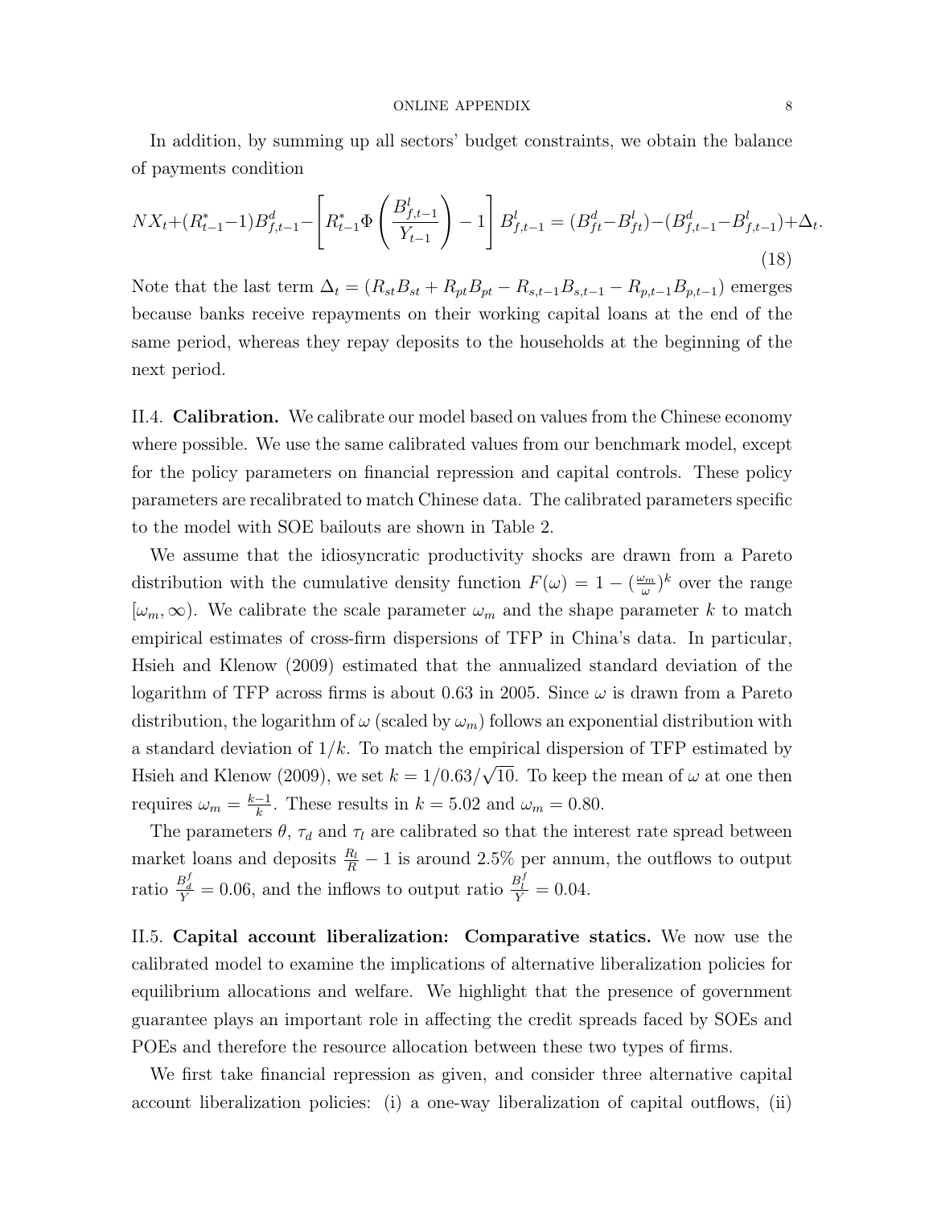In addition, by summing up all sectors' budget constraints, we obtain the balance of payments condition

$$NX_t+(R^*_{t-1}-1)B^d_{f,t-1}-\left[R^*_{t-1}\Phi\left(\frac{B^l_{f,t-1}}{Y_{t-1}}\right)-1\right]B^l_{f,t-1}=(B^d_{ft}-B^l_{ft})-(B^d_{f,t-1}-B^l_{f,t-1})+\Delta_t. \tag{18}$$

Note that the last term $\Delta_t = (R_{st}B_{st} + R_{pt}B_{pt} - R_{s,t-1}B_{s,t-1} - R_{p,t-1}B_{p,t-1})$ emerges because banks receive repayments on their working capital loans at the end of the same period, whereas they repay deposits to the households at the beginning of the next period.

II.4. **Calibration.** We calibrate our model based on values from the Chinese economy where possible. We use the same calibrated values from our benchmark model, except for the policy parameters on financial repression and capital controls. These policy parameters are recalibrated to match Chinese data. The calibrated parameters specific to the model with SOE bailouts are shown in Table 2.

We assume that the idiosyncratic productivity shocks are drawn from a Pareto distribution with the cumulative density function $F(\omega) = 1 - (\frac{\omega_m}{\omega})^k$ over the range $[\omega_m, \infty)$. We calibrate the scale parameter $\omega_m$ and the shape parameter $k$ to match empirical estimates of cross-firm dispersions of TFP in China's data. In particular, Hsieh and Klenow (2009) estimated that the annualized standard deviation of the logarithm of TFP across firms is about 0.63 in 2005. Since $\omega$ is drawn from a Pareto distribution, the logarithm of $\omega$ (scaled by $\omega_m$) follows an exponential distribution with a standard deviation of $1/k$. To match the empirical dispersion of TFP estimated by Hsieh and Klenow (2009), we set $k = 1/0.63/\sqrt{10}$. To keep the mean of $\omega$ at one then requires $\omega_m = \frac{k-1}{k}$. These results in $k = 5.02$ and $\omega_m = 0.80$.

The parameters $\theta$, $\tau_d$ and $\tau_l$ are calibrated so that the interest rate spread between market loans and deposits $\frac{R_l}{R} - 1$ is around 2.5% per annum, the outflows to output ratio $\frac{B^f_d}{Y} = 0.06$, and the inflows to output ratio $\frac{B^f_l}{Y} = 0.04$.

II.5. **Capital account liberalization: Comparative statics.** We now use the calibrated model to examine the implications of alternative liberalization policies for equilibrium allocations and welfare. We highlight that the presence of government guarantee plays an important role in affecting the credit spreads faced by SOEs and POEs and therefore the resource allocation between these two types of firms.

We first take financial repression as given, and consider three alternative capital account liberalization policies: (i) a one-way liberalization of capital outflows, (ii)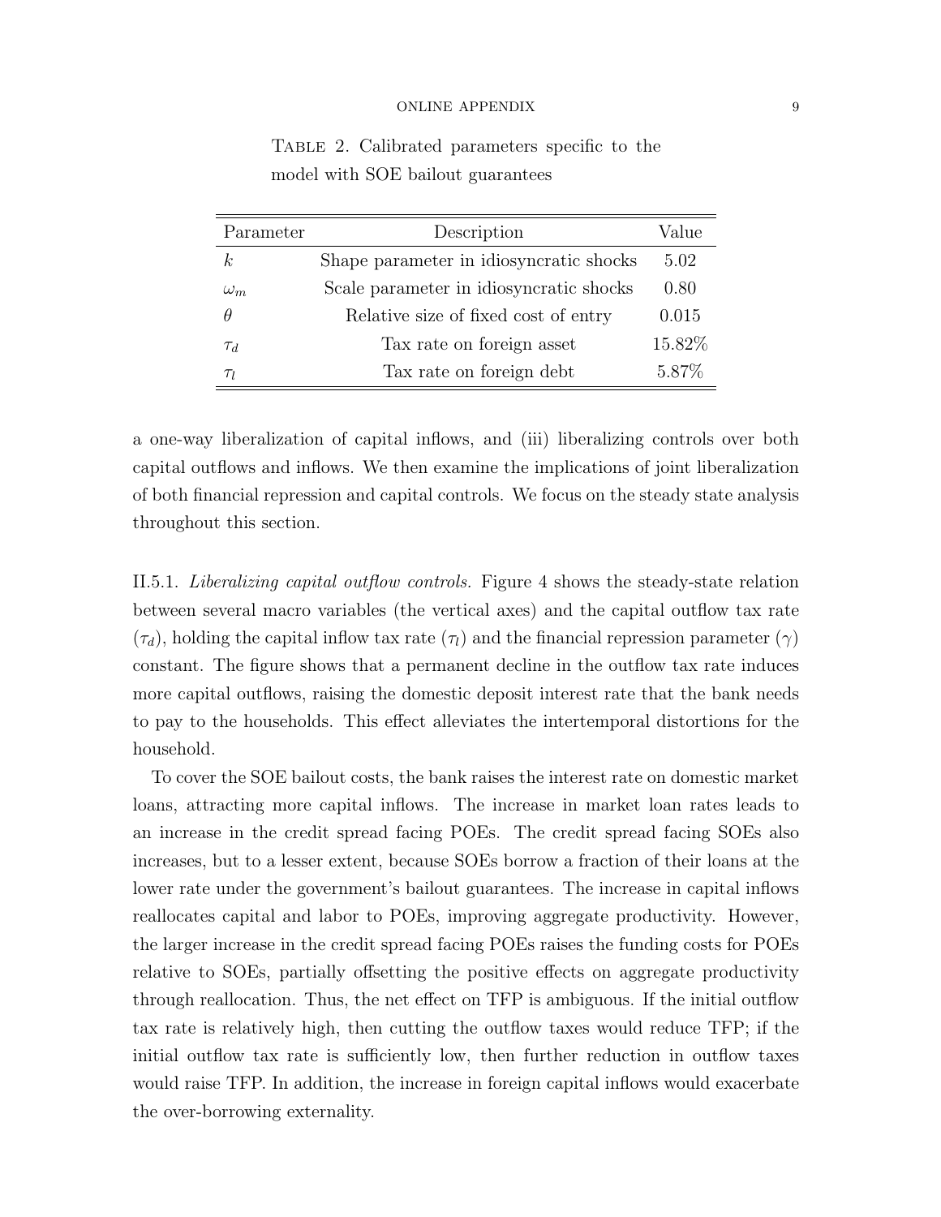Table 2. Calibrated parameters specific to the model with SOE bailout guarantees

| Parameter | Description | Value |
|---|---|---|
| $k$ | Shape parameter in idiosyncratic shocks | 5.02 |
| $\omega_m$ | Scale parameter in idiosyncratic shocks | 0.80 |
| $\theta$ | Relative size of fixed cost of entry | 0.015 |
| $\tau_d$ | Tax rate on foreign asset | 15.82% |
| $\tau_l$ | Tax rate on foreign debt | 5.87% |

a one-way liberalization of capital inflows, and (iii) liberalizing controls over both capital outflows and inflows. We then examine the implications of joint liberalization of both financial repression and capital controls. We focus on the steady state analysis throughout this section.

II.5.1. *Liberalizing capital outflow controls.* Figure 4 shows the steady-state relation between several macro variables (the vertical axes) and the capital outflow tax rate ($\tau_d$), holding the capital inflow tax rate ($\tau_l$) and the financial repression parameter ($\gamma$) constant. The figure shows that a permanent decline in the outflow tax rate induces more capital outflows, raising the domestic deposit interest rate that the bank needs to pay to the households. This effect alleviates the intertemporal distortions for the household.

To cover the SOE bailout costs, the bank raises the interest rate on domestic market loans, attracting more capital inflows. The increase in market loan rates leads to an increase in the credit spread facing POEs. The credit spread facing SOEs also increases, but to a lesser extent, because SOEs borrow a fraction of their loans at the lower rate under the government's bailout guarantees. The increase in capital inflows reallocates capital and labor to POEs, improving aggregate productivity. However, the larger increase in the credit spread facing POEs raises the funding costs for POEs relative to SOEs, partially offsetting the positive effects on aggregate productivity through reallocation. Thus, the net effect on TFP is ambiguous. If the initial outflow tax rate is relatively high, then cutting the outflow taxes would reduce TFP; if the initial outflow tax rate is sufficiently low, then further reduction in outflow taxes would raise TFP. In addition, the increase in foreign capital inflows would exacerbate the over-borrowing externality.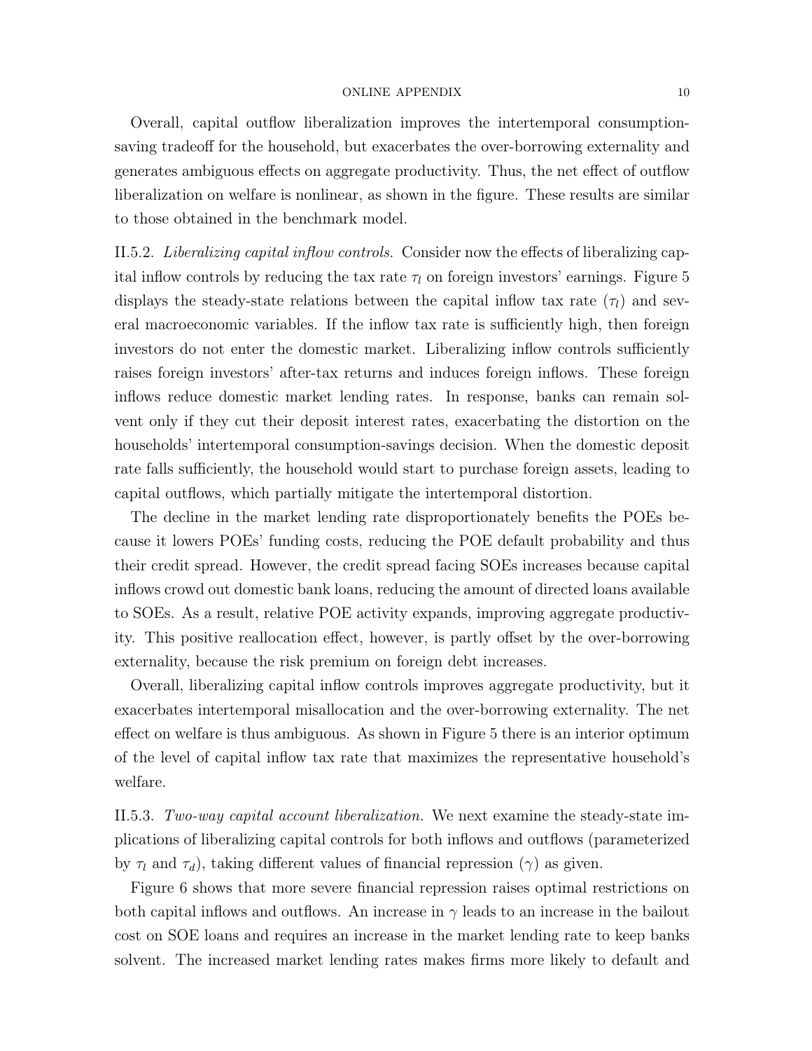Overall, capital outflow liberalization improves the intertemporal consumption-saving tradeoff for the household, but exacerbates the over-borrowing externality and generates ambiguous effects on aggregate productivity. Thus, the net effect of outflow liberalization on welfare is nonlinear, as shown in the figure. These results are similar to those obtained in the benchmark model.

II.5.2. *Liberalizing capital inflow controls.* Consider now the effects of liberalizing capital inflow controls by reducing the tax rate $\tau_l$ on foreign investors' earnings. Figure 5 displays the steady-state relations between the capital inflow tax rate ($\tau_l$) and several macroeconomic variables. If the inflow tax rate is sufficiently high, then foreign investors do not enter the domestic market. Liberalizing inflow controls sufficiently raises foreign investors' after-tax returns and induces foreign inflows. These foreign inflows reduce domestic market lending rates. In response, banks can remain solvent only if they cut their deposit interest rates, exacerbating the distortion on the households' intertemporal consumption-savings decision. When the domestic deposit rate falls sufficiently, the household would start to purchase foreign assets, leading to capital outflows, which partially mitigate the intertemporal distortion.

The decline in the market lending rate disproportionately benefits the POEs because it lowers POEs' funding costs, reducing the POE default probability and thus their credit spread. However, the credit spread facing SOEs increases because capital inflows crowd out domestic bank loans, reducing the amount of directed loans available to SOEs. As a result, relative POE activity expands, improving aggregate productivity. This positive reallocation effect, however, is partly offset by the over-borrowing externality, because the risk premium on foreign debt increases.

Overall, liberalizing capital inflow controls improves aggregate productivity, but it exacerbates intertemporal misallocation and the over-borrowing externality. The net effect on welfare is thus ambiguous. As shown in Figure 5 there is an interior optimum of the level of capital inflow tax rate that maximizes the representative household's welfare.

II.5.3. *Two-way capital account liberalization.* We next examine the steady-state implications of liberalizing capital controls for both inflows and outflows (parameterized by $\tau_l$ and $\tau_d$), taking different values of financial repression ($\gamma$) as given.

Figure 6 shows that more severe financial repression raises optimal restrictions on both capital inflows and outflows. An increase in $\gamma$ leads to an increase in the bailout cost on SOE loans and requires an increase in the market lending rate to keep banks solvent. The increased market lending rates makes firms more likely to default and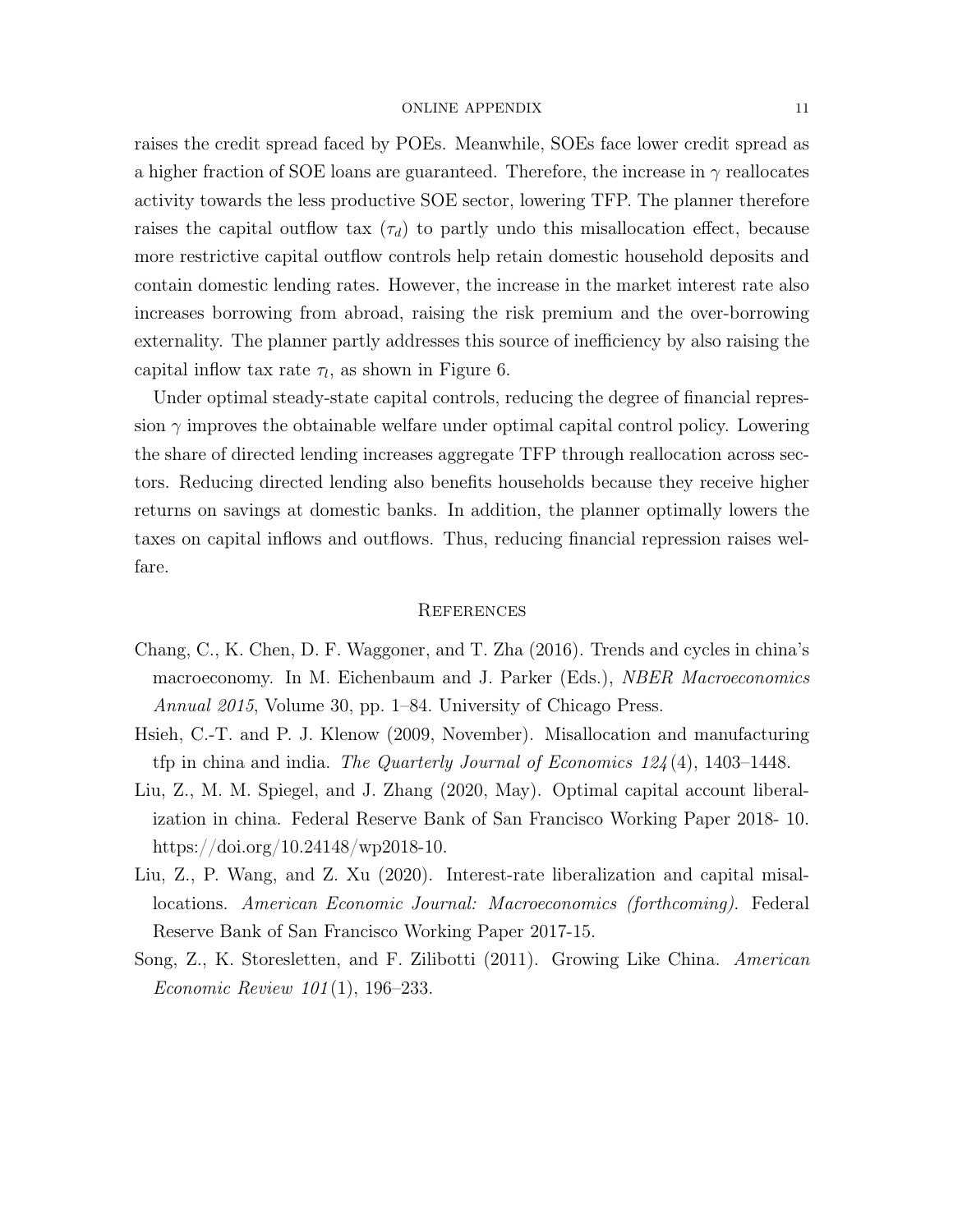raises the credit spread faced by POEs. Meanwhile, SOEs face lower credit spread as a higher fraction of SOE loans are guaranteed. Therefore, the increase in $\gamma$ reallocates activity towards the less productive SOE sector, lowering TFP. The planner therefore raises the capital outflow tax ($\tau_d$) to partly undo this misallocation effect, because more restrictive capital outflow controls help retain domestic household deposits and contain domestic lending rates. However, the increase in the market interest rate also increases borrowing from abroad, raising the risk premium and the over-borrowing externality. The planner partly addresses this source of inefficiency by also raising the capital inflow tax rate $\tau_l$, as shown in Figure 6.

Under optimal steady-state capital controls, reducing the degree of financial repression $\gamma$ improves the obtainable welfare under optimal capital control policy. Lowering the share of directed lending increases aggregate TFP through reallocation across sectors. Reducing directed lending also benefits households because they receive higher returns on savings at domestic banks. In addition, the planner optimally lowers the taxes on capital inflows and outflows. Thus, reducing financial repression raises welfare.

## References

Chang, C., K. Chen, D. F. Waggoner, and T. Zha (2016). Trends and cycles in china's macroeconomy. In M. Eichenbaum and J. Parker (Eds.), *NBER Macroeconomics Annual 2015*, Volume 30, pp. 1–84. University of Chicago Press.

Hsieh, C.-T. and P. J. Klenow (2009, November). Misallocation and manufacturing tfp in china and india. *The Quarterly Journal of Economics 124*(4), 1403–1448.

Liu, Z., M. M. Spiegel, and J. Zhang (2020, May). Optimal capital account liberalization in china. Federal Reserve Bank of San Francisco Working Paper 2018- 10. https://doi.org/10.24148/wp2018-10.

Liu, Z., P. Wang, and Z. Xu (2020). Interest-rate liberalization and capital misallocations. *American Economic Journal: Macroeconomics (forthcoming)*. Federal Reserve Bank of San Francisco Working Paper 2017-15.

Song, Z., K. Storesletten, and F. Zilibotti (2011). Growing Like China. *American Economic Review 101*(1), 196–233.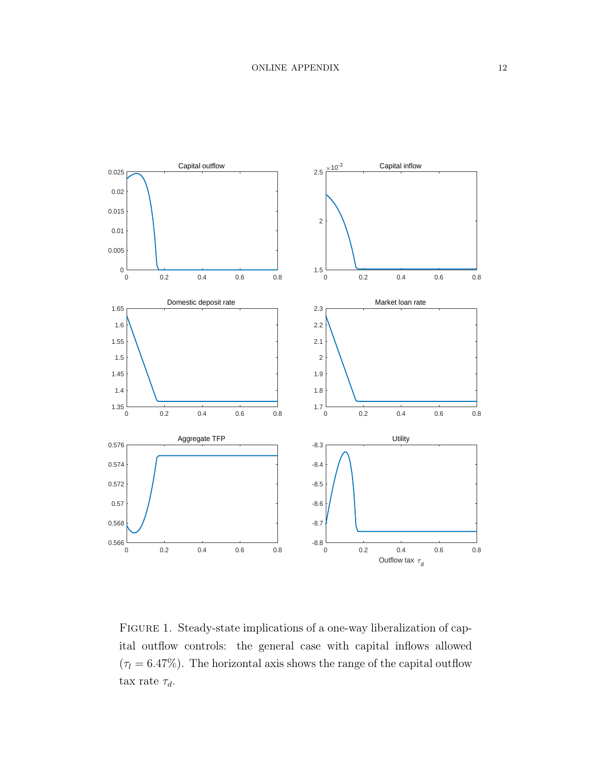Figure 1. Steady-state implications of a one-way liberalization of capital outflow controls: the general case with capital inflows allowed ($\tau_l = 6.47\%$). The horizontal axis shows the range of the capital outflow tax rate $\tau_d$.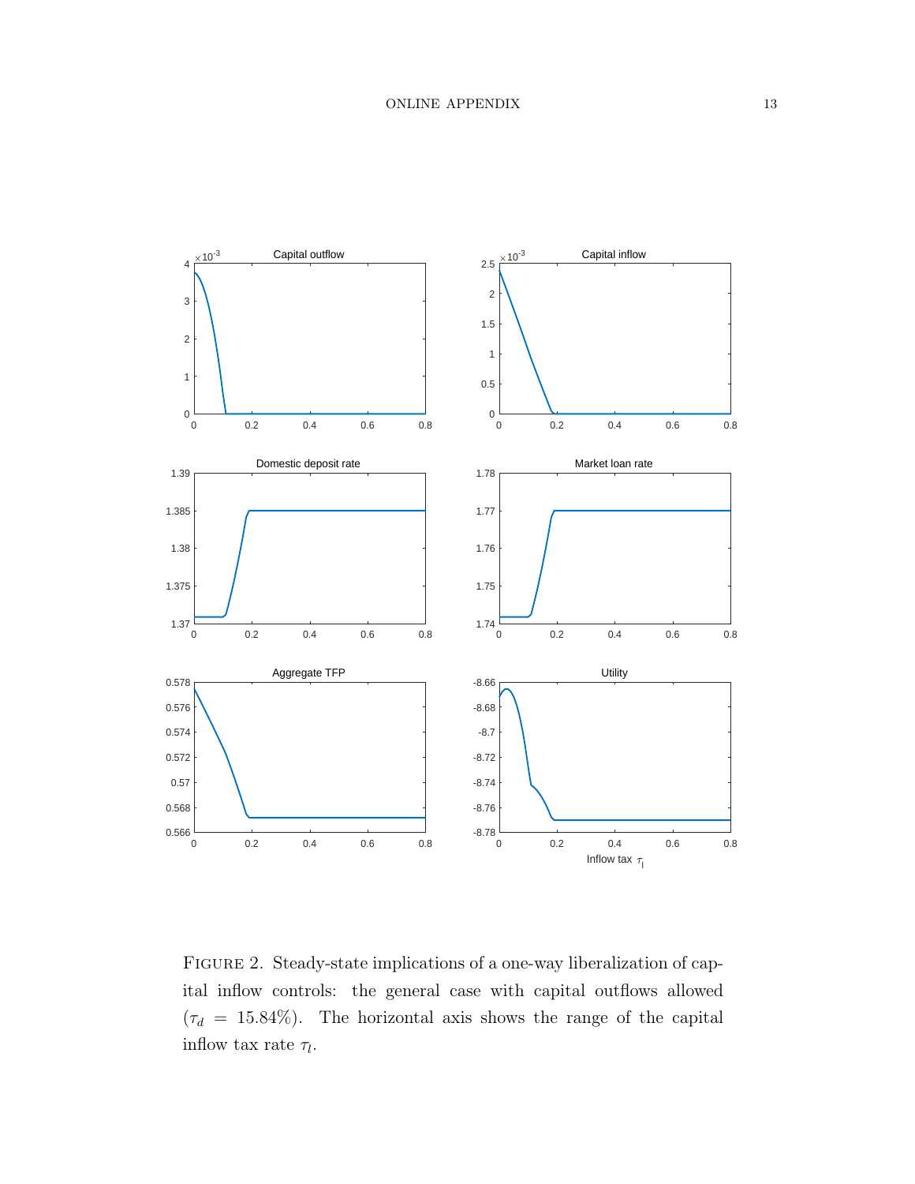Figure 2. Steady-state implications of a one-way liberalization of capital inflow controls: the general case with capital outflows allowed ($\tau_d = 15.84\%$). The horizontal axis shows the range of the capital inflow tax rate $\tau_l$.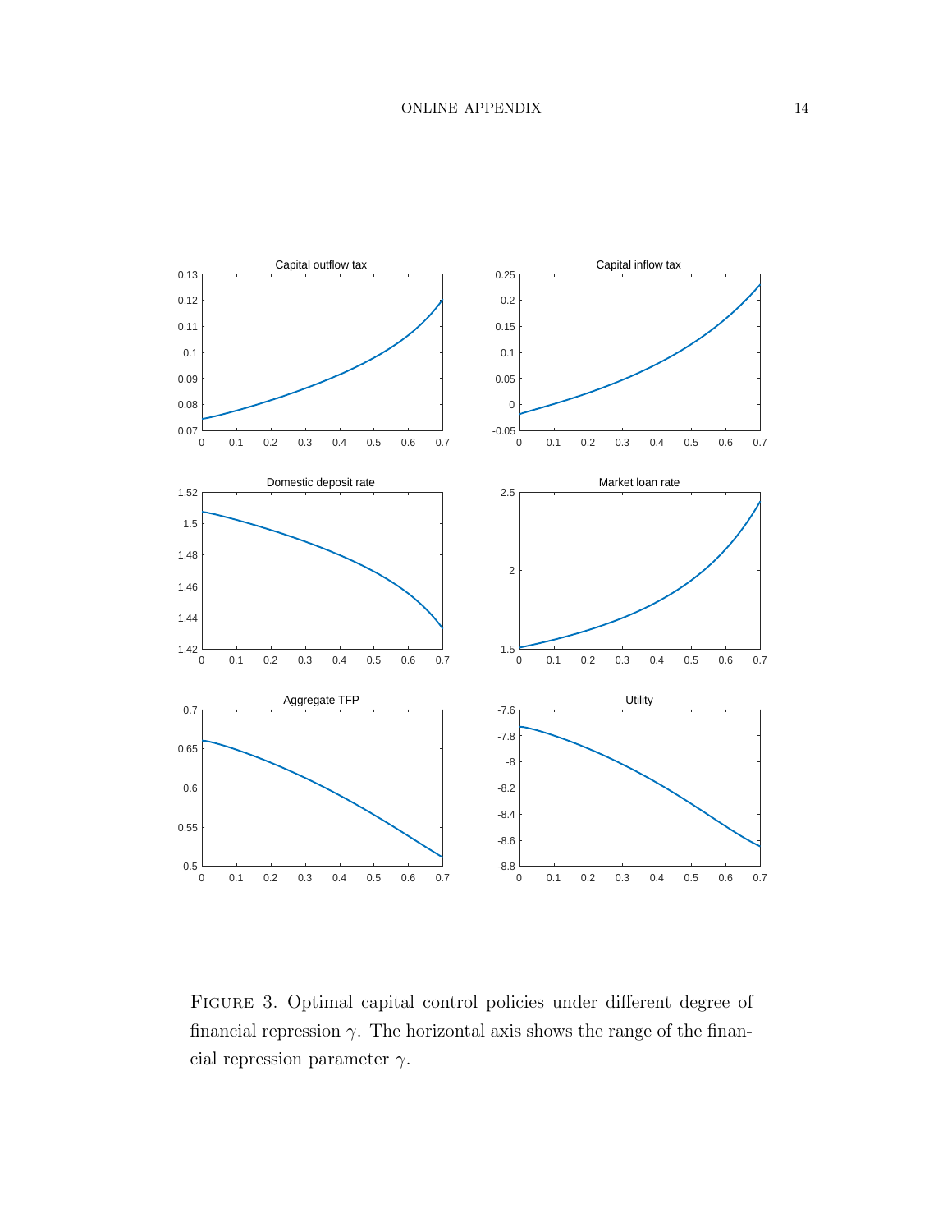Figure 3. Optimal capital control policies under different degree of financial repression $\gamma$. The horizontal axis shows the range of the financial repression parameter $\gamma$.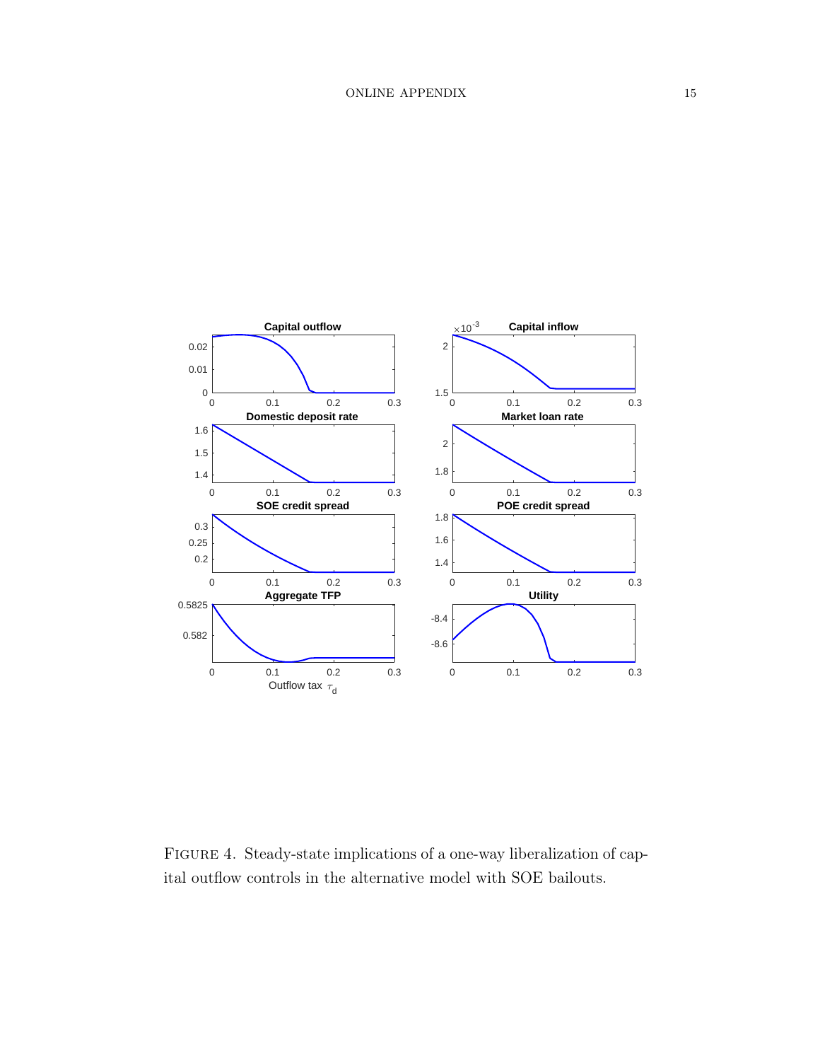Figure 4. Steady-state implications of a one-way liberalization of capital outflow controls in the alternative model with SOE bailouts.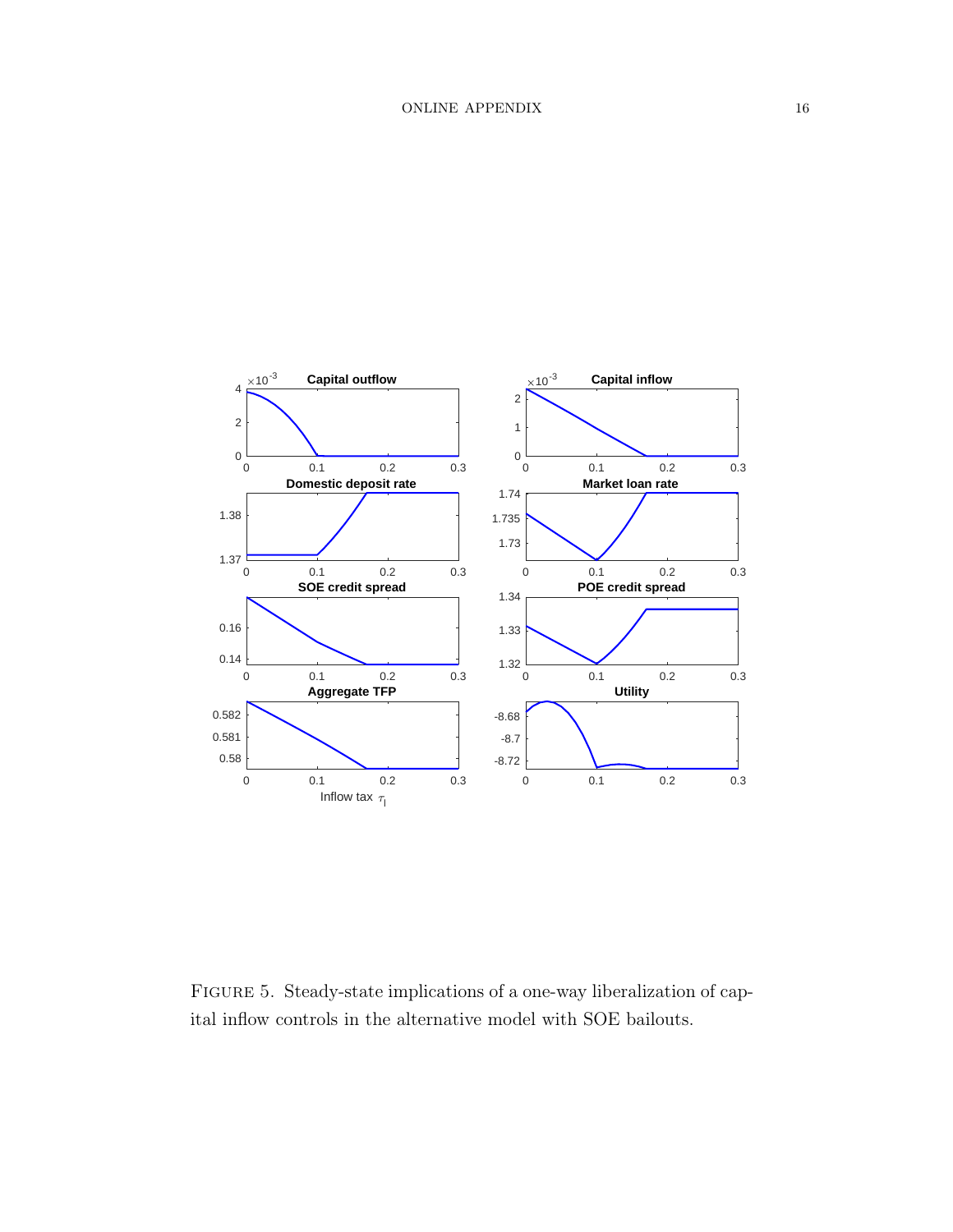FIGURE 5. Steady-state implications of a one-way liberalization of capital inflow controls in the alternative model with SOE bailouts.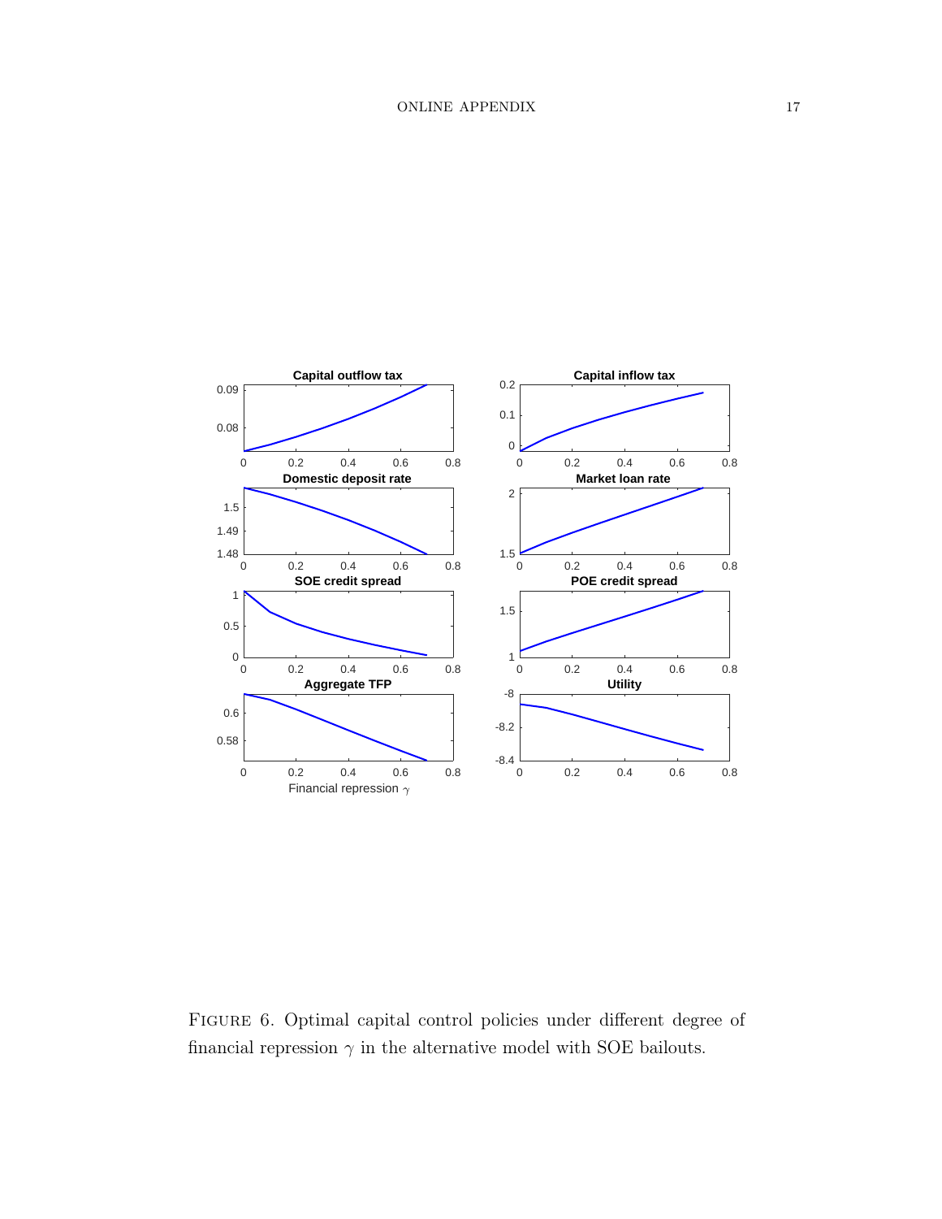Capital outflow tax
0.09
0.08
0 0.2 0.4 0.6 0.8

Capital inflow tax
0.2
0.1
0
0 0.2 0.4 0.6 0.8

Domestic deposit rate
1.5
1.49
1.48
0 0.2 0.4 0.6 0.8

Market loan rate
2
1.5
0 0.2 0.4 0.6 0.8

SOE credit spread
1
0.5
0
0 0.2 0.4 0.6 0.8

POE credit spread
1.5
1
0 0.2 0.4 0.6 0.8

Aggregate TFP
0.6
0.58
0 0.2 0.4 0.6 0.8
Financial repression $\gamma$

Utility
-8
-8.2
-8.4
0 0.2 0.4 0.6 0.8

FIGURE 6. Optimal capital control policies under different degree of financial repression $\gamma$ in the alternative model with SOE bailouts.